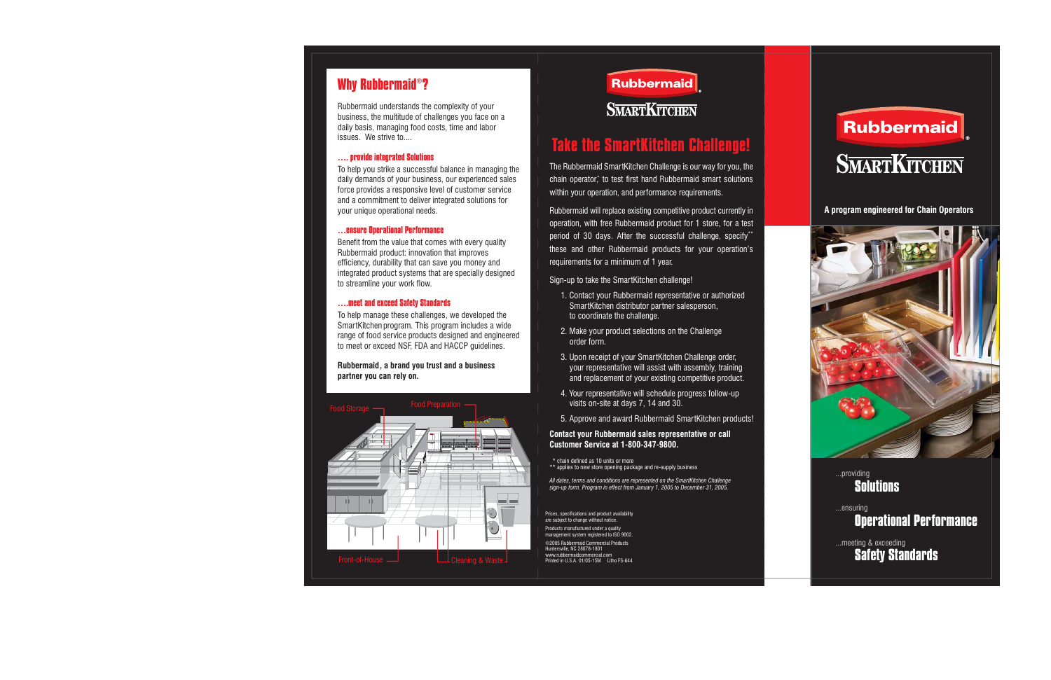## Why Rubbermaid®?

Rubbermaid understands the complexity of your business, the multitude of challenges you face on a daily basis, managing food costs, time and labor issues. We strive to....

### .... provide integrated Solutions

To help you strike a successful balance in managing the daily demands of your business, our experienced sales force provides a responsive level of customer service and a commitment to deliver integrated solutions for your unique operational needs.

### ...ensure Operational Performance

Benefit from the value that comes with every quality Rubbermaid product: innovation that improves efficiency, durability that can save you money and integrated product systems that are specially designed to streamline your work flow.

### ....meet and exceed Safety Standards

To help manage these challenges, we developed the SmartKitchen program. This program includes a wide range of food service products designed and engineered to meet or exceed NSF, FDA and HACCP guidelines.

**Rubbermaid, a brand you trust and a business partner you can rely on.**

Food Storage

Food Preparation

Front-of-House

Cleaning & Waste

Rubbermaid

SmartKitchen

## Take the SmartKitchen Challenge!

The Rubbermaid SmartKitchen Challenge is our way for you, the chain operator,* to test first hand Rubbermaid smart solutions within your operation, and performance requirements.

Rubbermaid will replace existing competitive product currently in operation, with free Rubbermaid product for 1 store, for a test period of 30 days. After the successful challenge, specify** these and other Rubbermaid products for your operation's requirements for a minimum of 1 year.

Sign-up to take the SmartKitchen challenge!

1. Contact your Rubbermaid representative or authorized SmartKitchen distributor partner salesperson, to coordinate the challenge.
2. Make your product selections on the Challenge order form.
3. Upon receipt of your SmartKitchen Challenge order, your representative will assist with assembly, training and replacement of your existing competitive product.
4. Your representative will schedule progress follow-up visits on-site at days 7, 14 and 30.
5. Approve and award Rubbermaid SmartKitchen products!

**Contact your Rubbermaid sales representative or call Customer Service at 1-800-347-9800.**

\* chain defined as 10 units or more
\*\* applies to new store opening package and re-supply business

*All dates, terms and conditions are represented on the SmartKitchen Challenge sign-up form. Program in effect from January 1, 2005 to December 31, 2005.*

Prices, specifications and product availability are subject to change without notice.

Products manufactured under a quality management system registered to ISO 9002.

©2005 Rubbermaid Commercial Products
Huntersville, NC 28078-1801
www.rubbermaidcommercial.com
Printed in U.S.A. 01/05-15M Litho FS-644

Rubbermaid

SmartKitchen

**A program engineered for Chain Operators**

...providing
**Solutions**

...ensuring
**Operational Performance**

...meeting & exceeding
**Safety Standards**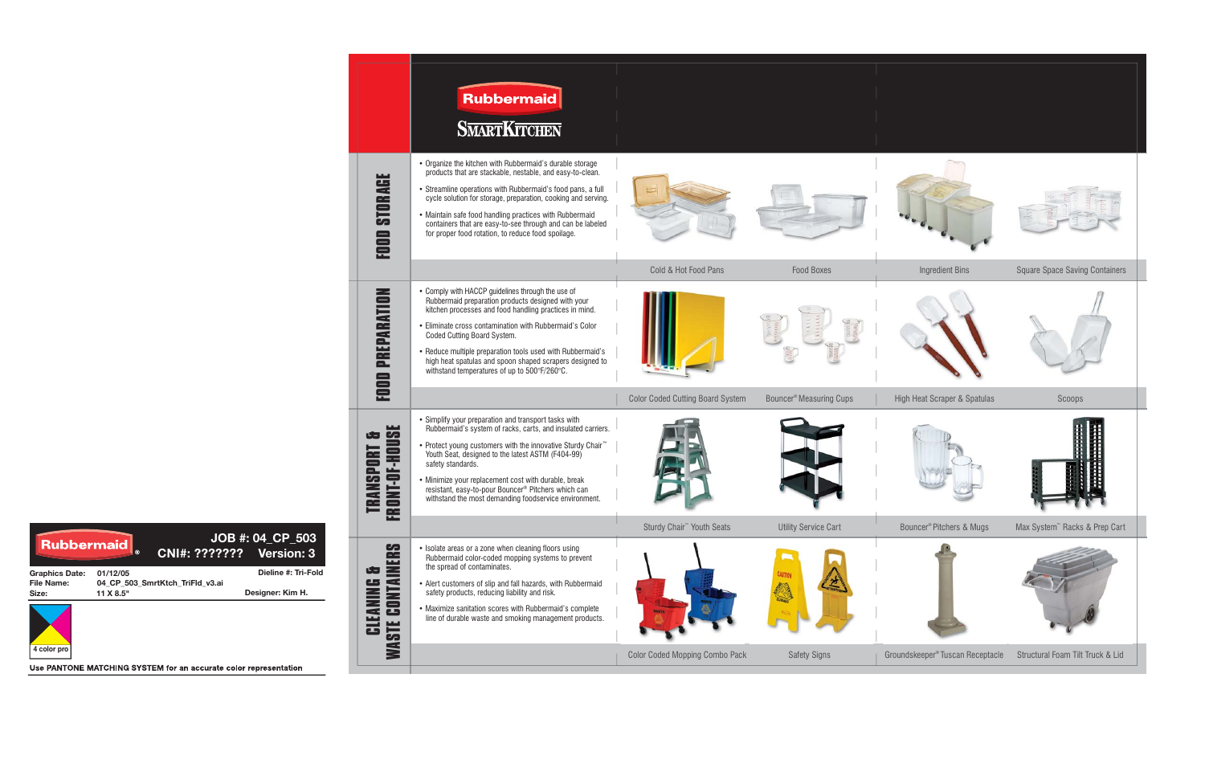Rubbermaid

SMARTKITCHEN

## FOOD STORAGE

- Organize the kitchen with Rubbermaid's durable storage products that are stackable, nestable, and easy-to-clean.
- Streamline operations with Rubbermaid's food pans, a full cycle solution for storage, preparation, cooking and serving.
- Maintain safe food handling practices with Rubbermaid containers that are easy-to-see through and can be labeled for proper food rotation, to reduce food spoilage.

Cold & Hot Food Pans | Food Boxes | Ingredient Bins | Square Space Saving Containers

## FOOD PREPARATION

- Comply with HACCP guidelines through the use of Rubbermaid preparation products designed with your kitchen processes and food handling practices in mind.
- Eliminate cross contamination with Rubbermaid's Color Coded Cutting Board System.
- Reduce multiple preparation tools used with Rubbermaid's high heat spatulas and spoon shaped scrapers designed to withstand temperatures of up to 500°F/260°C.

Color Coded Cutting Board System | Bouncer® Measuring Cups | High Heat Scraper & Spatulas | Scoops

## TRANSPORT & FRONT-OF-HOUSE

- Simplify your preparation and transport tasks with Rubbermaid's system of racks, carts, and insulated carriers.
- Protect young customers with the innovative Sturdy Chair™ Youth Seat, designed to the latest ASTM (F404-99) safety standards.
- Minimize your replacement cost with durable, break resistant, easy-to-pour Bouncer® Pitchers which can withstand the most demanding foodservice environment.

Sturdy Chair™ Youth Seats | Utility Service Cart | Bouncer® Pitchers & Mugs | Max System™ Racks & Prep Cart

## CLEANING & WASTE CONTAINERS

- Isolate areas or a zone when cleaning floors using Rubbermaid color-coded mopping systems to prevent the spread of contaminates.
- Alert customers of slip and fall hazards, with Rubbermaid safety products, reducing liability and risk.
- Maximize sanitation scores with Rubbermaid's complete line of durable waste and smoking management products.

Color Coded Mopping Combo Pack | Safety Signs | Groundskeeper® Tuscan Receptacle | Structural Foam Tilt Truck & Lid

---

Rubbermaid® JOB #: 04_CP_503 CNI#: ??????? Version: 3

| | | |
|---|---|---|
| Graphics Date: | 01/12/05 | Dieline #: Tri-Fold |
| File Name: | 04_CP_503_SmrtKtch_TriFld_v3.ai | |
| Size: | 11 X 8.5" | Designer: Kim H. |

4 color pro

Use PANTONE MATCHING SYSTEM for an accurate color representation